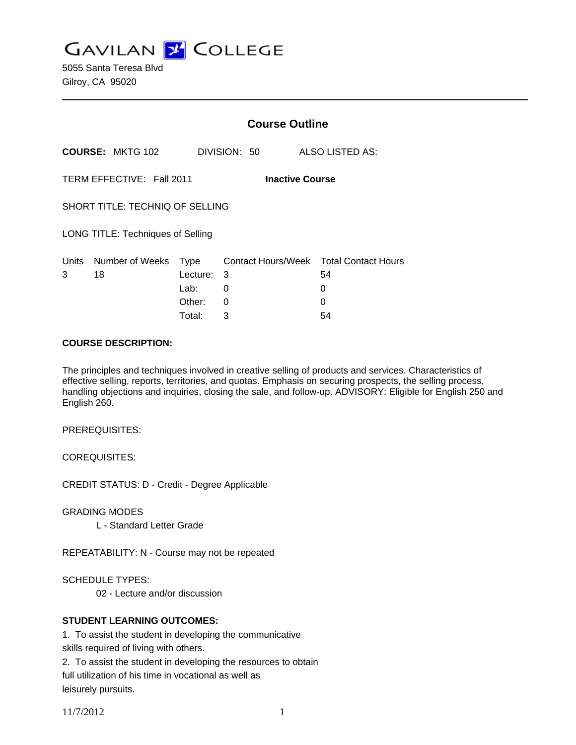# GAVILAN COLLEGE

5055 Santa Teresa Blvd
Gilroy, CA 95020

## Course Outline

**COURSE:** MKTG 102 DIVISION: 50 ALSO LISTED AS:

TERM EFFECTIVE: Fall 2011 **Inactive Course**

SHORT TITLE: TECHNIQ OF SELLING

LONG TITLE: Techniques of Selling

| Units | Number of Weeks | Type | Contact Hours/Week | Total Contact Hours |
|---|---|---|---|---|
| 3 | 18 | Lecture: | 3 | 54 |
| | | Lab: | 0 | 0 |
| | | Other: | 0 | 0 |
| | | Total: | 3 | 54 |

**COURSE DESCRIPTION:**

The principles and techniques involved in creative selling of products and services. Characteristics of effective selling, reports, territories, and quotas. Emphasis on securing prospects, the selling process, handling objections and inquiries, closing the sale, and follow-up. ADVISORY: Eligible for English 250 and English 260.

PREREQUISITES:

COREQUISITES:

CREDIT STATUS: D - Credit - Degree Applicable

GRADING MODES

L - Standard Letter Grade

REPEATABILITY: N - Course may not be repeated

SCHEDULE TYPES:

02 - Lecture and/or discussion

**STUDENT LEARNING OUTCOMES:**

1. To assist the student in developing the communicative skills required of living with others.
2. To assist the student in developing the resources to obtain full utilization of his time in vocational as well as leisurely pursuits.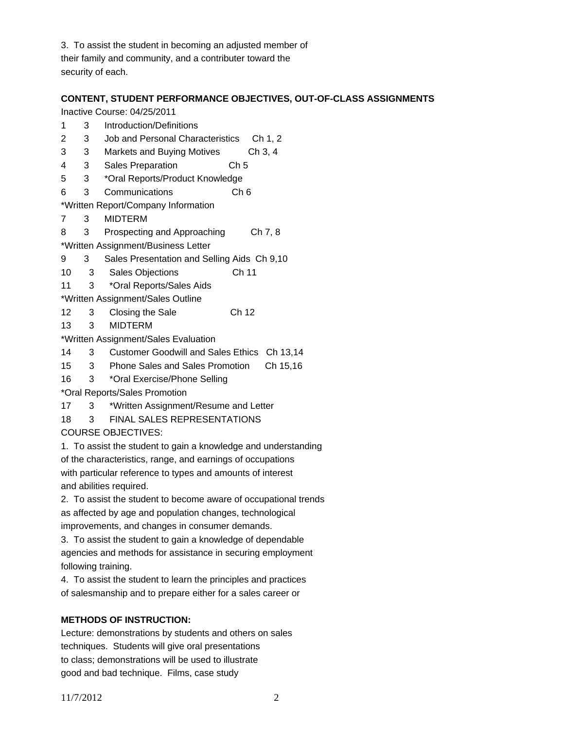3. To assist the student in becoming an adjusted member of their family and community, and a contributer toward the security of each.

**CONTENT, STUDENT PERFORMANCE OBJECTIVES, OUT-OF-CLASS ASSIGNMENTS**

Inactive Course: 04/25/2011

1 3 Introduction/Definitions
2 3 Job and Personal Characteristics Ch 1, 2
3 3 Markets and Buying Motives Ch 3, 4
4 3 Sales Preparation Ch 5
5 3 *Oral Reports/Product Knowledge
6 3 Communications Ch 6
*Written Report/Company Information
7 3 MIDTERM
8 3 Prospecting and Approaching Ch 7, 8
*Written Assignment/Business Letter
9 3 Sales Presentation and Selling Aids Ch 9,10
10 3 Sales Objections Ch 11
11 3 *Oral Reports/Sales Aids
*Written Assignment/Sales Outline
12 3 Closing the Sale Ch 12
13 3 MIDTERM
*Written Assignment/Sales Evaluation
14 3 Customer Goodwill and Sales Ethics Ch 13,14
15 3 Phone Sales and Sales Promotion Ch 15,16
16 3 *Oral Exercise/Phone Selling
*Oral Reports/Sales Promotion
17 3 *Written Assignment/Resume and Letter
18 3 FINAL SALES REPRESENTATIONS

COURSE OBJECTIVES:

1. To assist the student to gain a knowledge and understanding of the characteristics, range, and earnings of occupations with particular reference to types and amounts of interest and abilities required.
2. To assist the student to become aware of occupational trends as affected by age and population changes, technological improvements, and changes in consumer demands.
3. To assist the student to gain a knowledge of dependable agencies and methods for assistance in securing employment following training.
4. To assist the student to learn the principles and practices of salesmanship and to prepare either for a sales career or

**METHODS OF INSTRUCTION:**

Lecture: demonstrations by students and others on sales techniques. Students will give oral presentations to class; demonstrations will be used to illustrate good and bad technique. Films, case study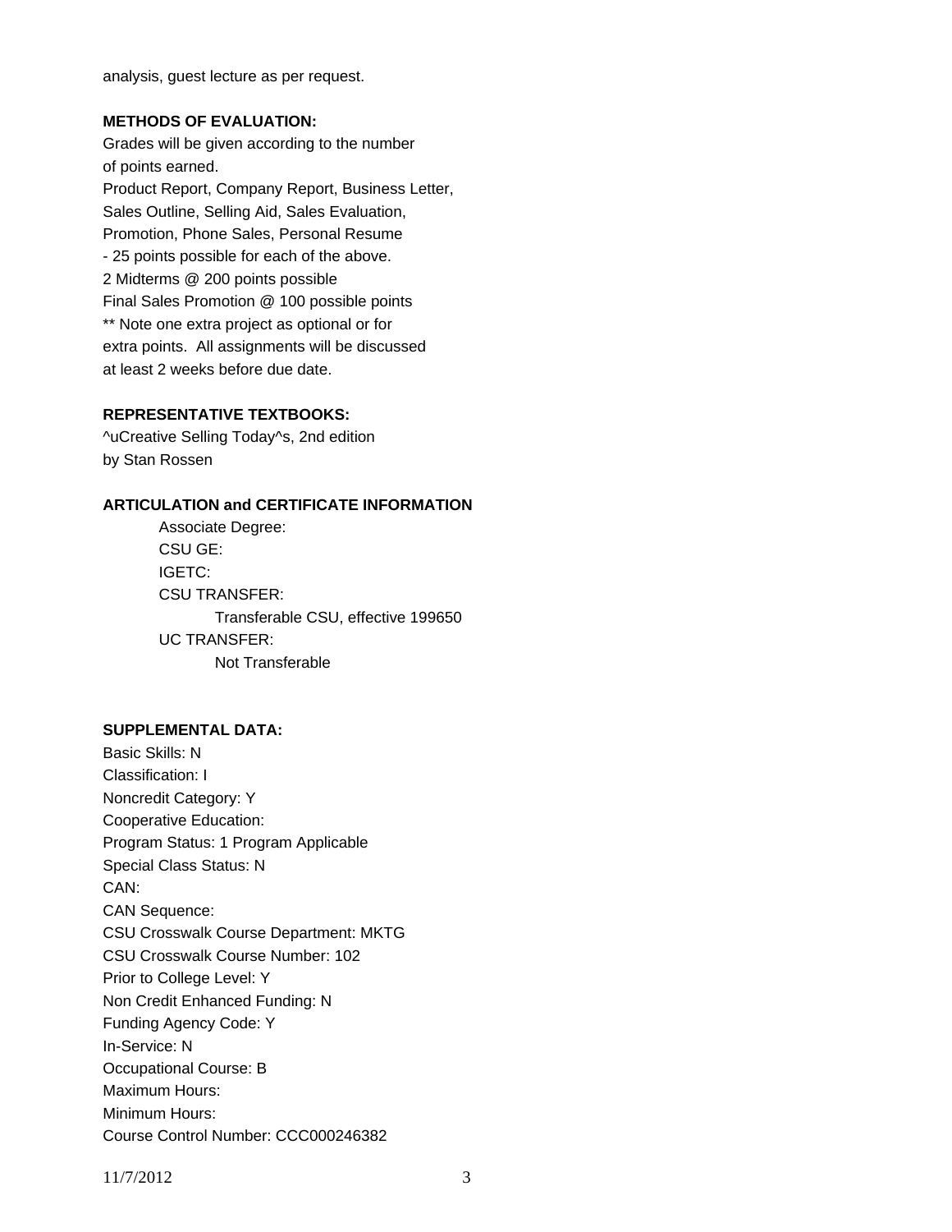analysis, guest lecture as per request.

**METHODS OF EVALUATION:**

Grades will be given according to the number of points earned.
Product Report, Company Report, Business Letter, Sales Outline, Selling Aid, Sales Evaluation, Promotion, Phone Sales, Personal Resume
- 25 points possible for each of the above.
2 Midterms @ 200 points possible
Final Sales Promotion @ 100 possible points
** Note one extra project as optional or for extra points. All assignments will be discussed at least 2 weeks before due date.

**REPRESENTATIVE TEXTBOOKS:**

^uCreative Selling Today^s, 2nd edition
by Stan Rossen

**ARTICULATION and CERTIFICATE INFORMATION**

Associate Degree:
CSU GE:
IGETC:
CSU TRANSFER:
Transferable CSU, effective 199650
UC TRANSFER:
Not Transferable

**SUPPLEMENTAL DATA:**

Basic Skills: N
Classification: I
Noncredit Category: Y
Cooperative Education:
Program Status: 1 Program Applicable
Special Class Status: N
CAN:
CAN Sequence:
CSU Crosswalk Course Department: MKTG
CSU Crosswalk Course Number: 102
Prior to College Level: Y
Non Credit Enhanced Funding: N
Funding Agency Code: Y
In-Service: N
Occupational Course: B
Maximum Hours:
Minimum Hours:
Course Control Number: CCC000246382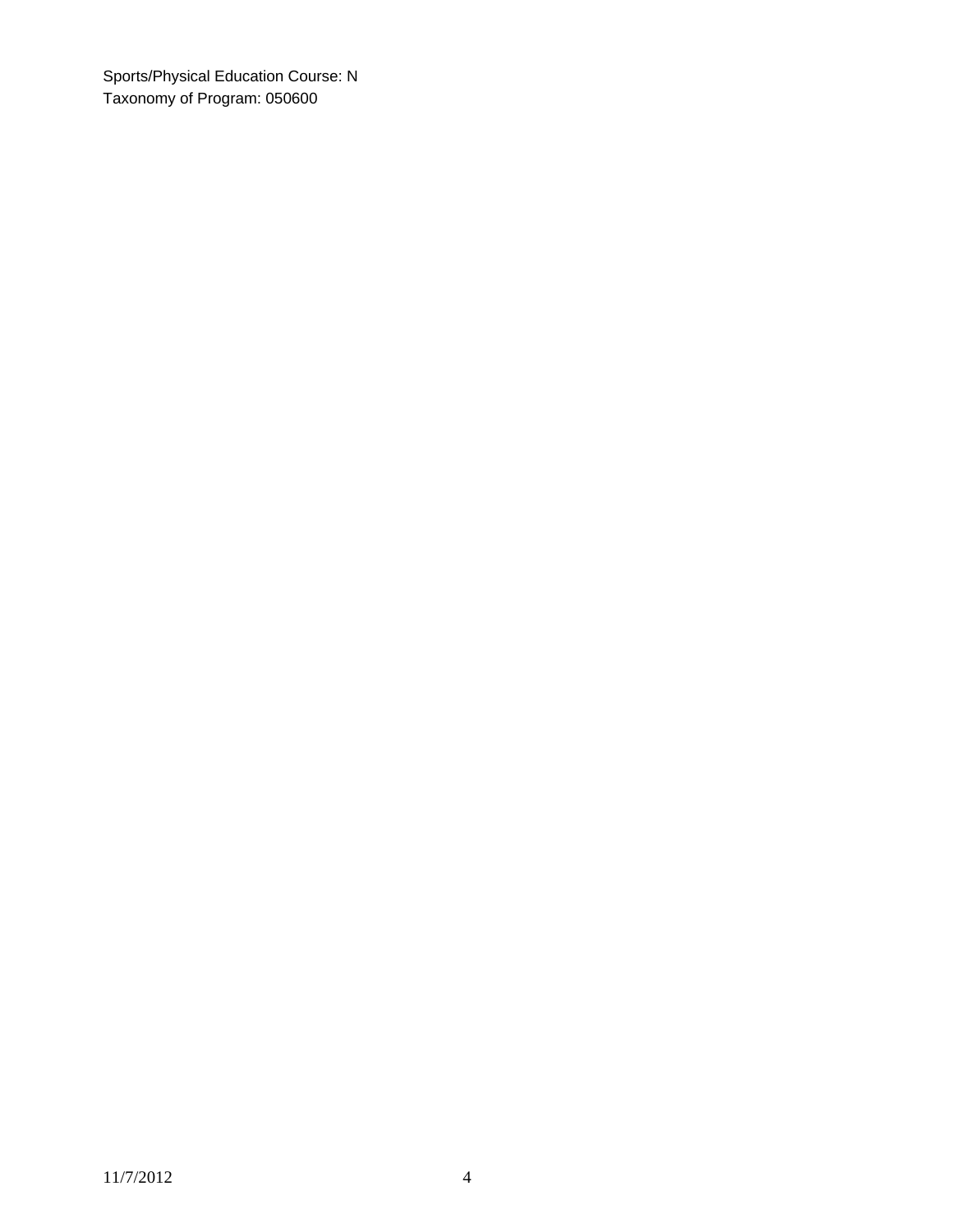Sports/Physical Education Course: N
Taxonomy of Program: 050600